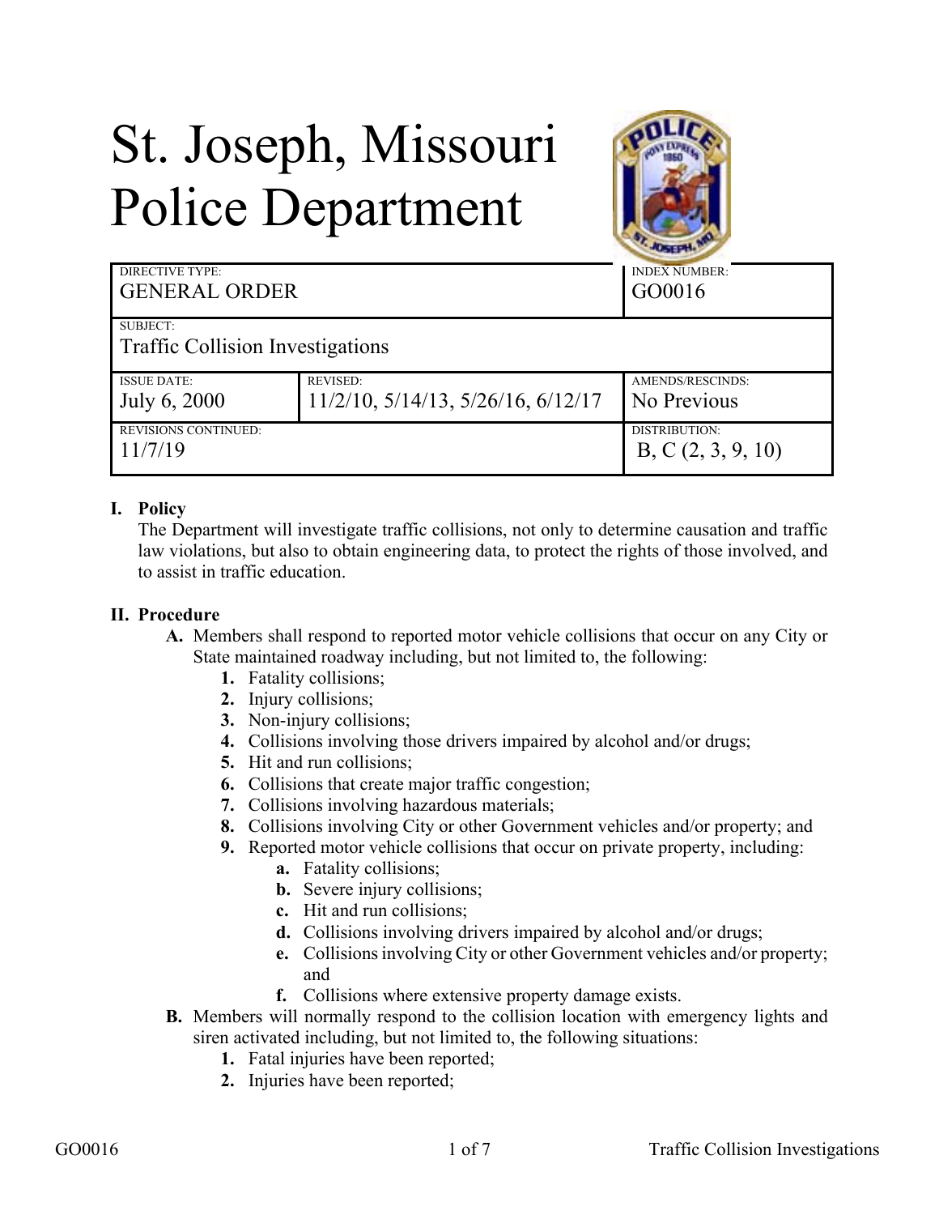# St. Joseph, Missouri Police Department

| DIRECTIVE TYPE: | | INDEX NUMBER: |
|---|---|---|
| GENERAL ORDER | | GO0016 |
| SUBJECT: Traffic Collision Investigations | | |
| ISSUE DATE: July 6, 2000 | REVISED: 11/2/10, 5/14/13, 5/26/16, 6/12/17 | AMENDS/RESCINDS: No Previous |
| REVISIONS CONTINUED: 11/7/19 | | DISTRIBUTION: B, C (2, 3, 9, 10) |

## I. Policy

The Department will investigate traffic collisions, not only to determine causation and traffic law violations, but also to obtain engineering data, to protect the rights of those involved, and to assist in traffic education.

## II. Procedure

**A.** Members shall respond to reported motor vehicle collisions that occur on any City or State maintained roadway including, but not limited to, the following:

1. Fatality collisions;
2. Injury collisions;
3. Non-injury collisions;
4. Collisions involving those drivers impaired by alcohol and/or drugs;
5. Hit and run collisions;
6. Collisions that create major traffic congestion;
7. Collisions involving hazardous materials;
8. Collisions involving City or other Government vehicles and/or property; and
9. Reported motor vehicle collisions that occur on private property, including:
   - **a.** Fatality collisions;
   - **b.** Severe injury collisions;
   - **c.** Hit and run collisions;
   - **d.** Collisions involving drivers impaired by alcohol and/or drugs;
   - **e.** Collisions involving City or other Government vehicles and/or property; and
   - **f.** Collisions where extensive property damage exists.

**B.** Members will normally respond to the collision location with emergency lights and siren activated including, but not limited to, the following situations:

1. Fatal injuries have been reported;
2. Injuries have been reported;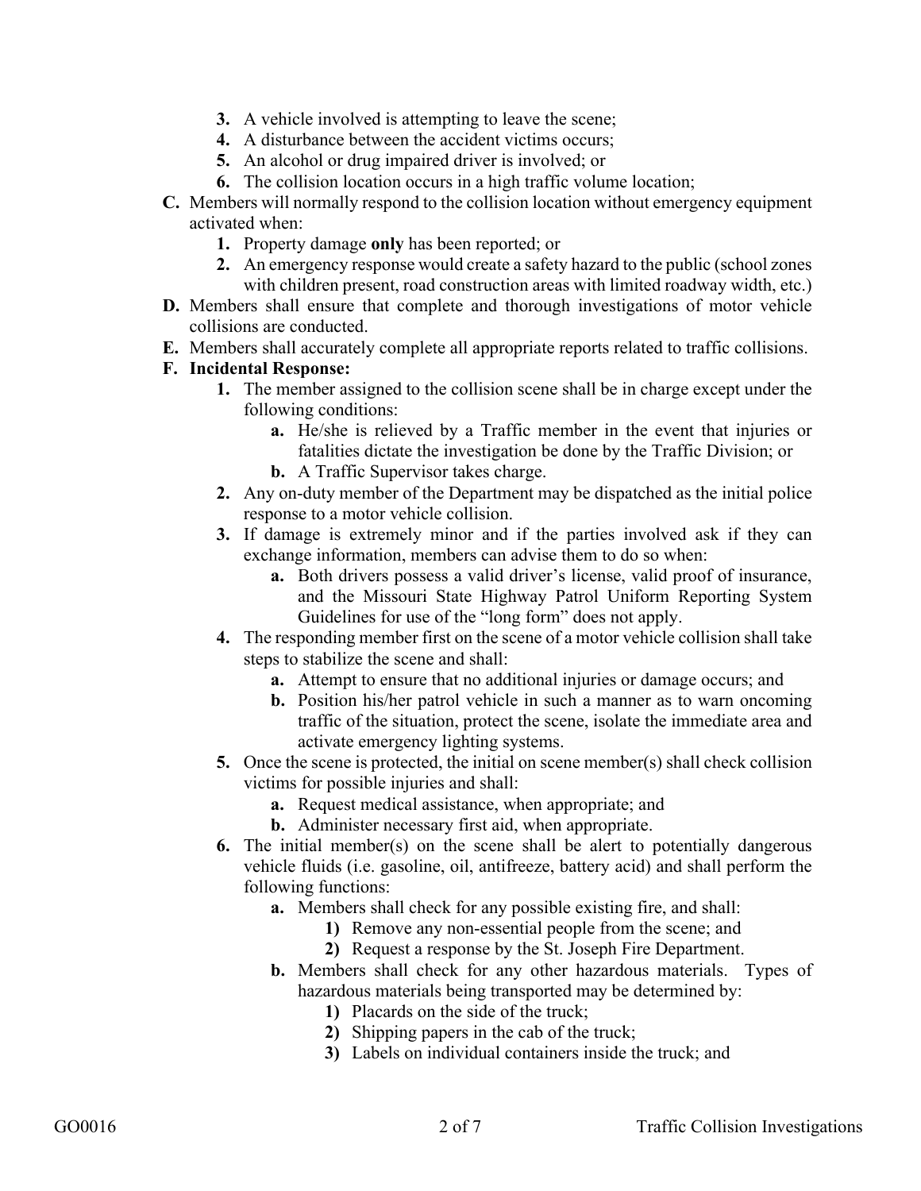3. A vehicle involved is attempting to leave the scene;
4. A disturbance between the accident victims occurs;
5. An alcohol or drug impaired driver is involved; or
6. The collision location occurs in a high traffic volume location;

**C.** Members will normally respond to the collision location without emergency equipment activated when:

1. Property damage **only** has been reported; or
2. An emergency response would create a safety hazard to the public (school zones with children present, road construction areas with limited roadway width, etc.)

**D.** Members shall ensure that complete and thorough investigations of motor vehicle collisions are conducted.

**E.** Members shall accurately complete all appropriate reports related to traffic collisions.

**F. Incidental Response:**

1. The member assigned to the collision scene shall be in charge except under the following conditions:
   - **a.** He/she is relieved by a Traffic member in the event that injuries or fatalities dictate the investigation be done by the Traffic Division; or
   - **b.** A Traffic Supervisor takes charge.
2. Any on-duty member of the Department may be dispatched as the initial police response to a motor vehicle collision.
3. If damage is extremely minor and if the parties involved ask if they can exchange information, members can advise them to do so when:
   - **a.** Both drivers possess a valid driver's license, valid proof of insurance, and the Missouri State Highway Patrol Uniform Reporting System Guidelines for use of the "long form" does not apply.
4. The responding member first on the scene of a motor vehicle collision shall take steps to stabilize the scene and shall:
   - **a.** Attempt to ensure that no additional injuries or damage occurs; and
   - **b.** Position his/her patrol vehicle in such a manner as to warn oncoming traffic of the situation, protect the scene, isolate the immediate area and activate emergency lighting systems.
5. Once the scene is protected, the initial on scene member(s) shall check collision victims for possible injuries and shall:
   - **a.** Request medical assistance, when appropriate; and
   - **b.** Administer necessary first aid, when appropriate.
6. The initial member(s) on the scene shall be alert to potentially dangerous vehicle fluids (i.e. gasoline, oil, antifreeze, battery acid) and shall perform the following functions:
   - **a.** Members shall check for any possible existing fire, and shall:
     - **1)** Remove any non-essential people from the scene; and
     - **2)** Request a response by the St. Joseph Fire Department.
   - **b.** Members shall check for any other hazardous materials. Types of hazardous materials being transported may be determined by:
     - **1)** Placards on the side of the truck;
     - **2)** Shipping papers in the cab of the truck;
     - **3)** Labels on individual containers inside the truck; and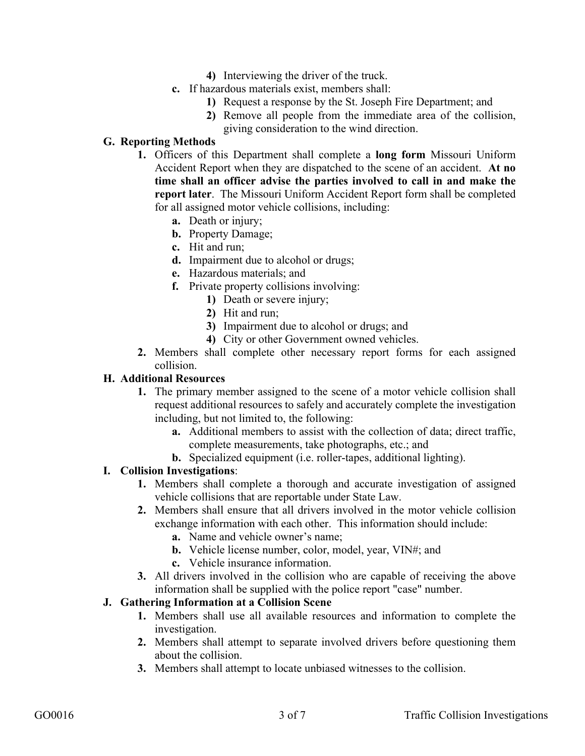4) Interviewing the driver of the truck.

c. If hazardous materials exist, members shall:
   1) Request a response by the St. Joseph Fire Department; and
   2) Remove all people from the immediate area of the collision, giving consideration to the wind direction.

**G. Reporting Methods**

1. Officers of this Department shall complete a **long form** Missouri Uniform Accident Report when they are dispatched to the scene of an accident. **At no time shall an officer advise the parties involved to call in and make the report later**. The Missouri Uniform Accident Report form shall be completed for all assigned motor vehicle collisions, including:
   a. Death or injury;
   b. Property Damage;
   c. Hit and run;
   d. Impairment due to alcohol or drugs;
   e. Hazardous materials; and
   f. Private property collisions involving:
      1) Death or severe injury;
      2) Hit and run;
      3) Impairment due to alcohol or drugs; and
      4) City or other Government owned vehicles.
2. Members shall complete other necessary report forms for each assigned collision.

**H. Additional Resources**

1. The primary member assigned to the scene of a motor vehicle collision shall request additional resources to safely and accurately complete the investigation including, but not limited to, the following:
   a. Additional members to assist with the collection of data; direct traffic, complete measurements, take photographs, etc.; and
   b. Specialized equipment (i.e. roller-tapes, additional lighting).

**I. Collision Investigations**:

1. Members shall complete a thorough and accurate investigation of assigned vehicle collisions that are reportable under State Law.
2. Members shall ensure that all drivers involved in the motor vehicle collision exchange information with each other. This information should include:
   a. Name and vehicle owner's name;
   b. Vehicle license number, color, model, year, VIN#; and
   c. Vehicle insurance information.
3. All drivers involved in the collision who are capable of receiving the above information shall be supplied with the police report "case" number.

**J. Gathering Information at a Collision Scene**

1. Members shall use all available resources and information to complete the investigation.
2. Members shall attempt to separate involved drivers before questioning them about the collision.
3. Members shall attempt to locate unbiased witnesses to the collision.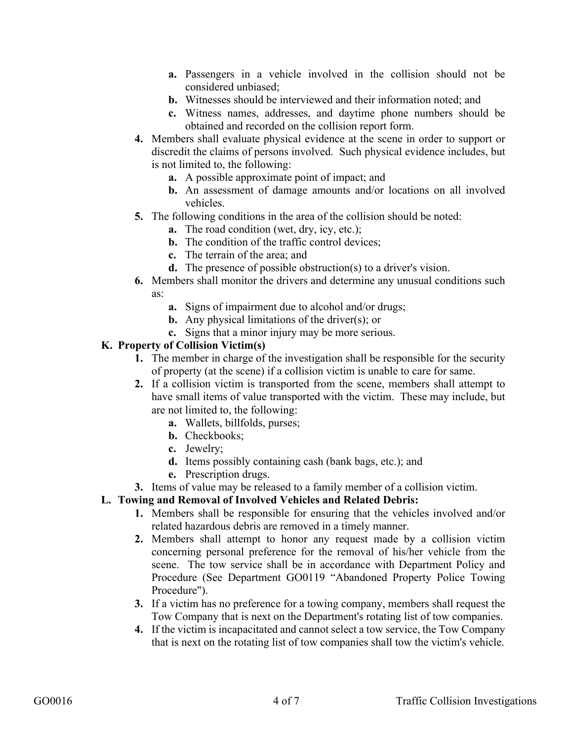a. Passengers in a vehicle involved in the collision should not be considered unbiased;
b. Witnesses should be interviewed and their information noted; and
c. Witness names, addresses, and daytime phone numbers should be obtained and recorded on the collision report form.

4. Members shall evaluate physical evidence at the scene in order to support or discredit the claims of persons involved. Such physical evidence includes, but is not limited to, the following:
   a. A possible approximate point of impact; and
   b. An assessment of damage amounts and/or locations on all involved vehicles.
5. The following conditions in the area of the collision should be noted:
   a. The road condition (wet, dry, icy, etc.);
   b. The condition of the traffic control devices;
   c. The terrain of the area; and
   d. The presence of possible obstruction(s) to a driver's vision.
6. Members shall monitor the drivers and determine any unusual conditions such as:
   a. Signs of impairment due to alcohol and/or drugs;
   b. Any physical limitations of the driver(s); or
   c. Signs that a minor injury may be more serious.

**K. Property of Collision Victim(s)**

1. The member in charge of the investigation shall be responsible for the security of property (at the scene) if a collision victim is unable to care for same.
2. If a collision victim is transported from the scene, members shall attempt to have small items of value transported with the victim. These may include, but are not limited to, the following:
   a. Wallets, billfolds, purses;
   b. Checkbooks;
   c. Jewelry;
   d. Items possibly containing cash (bank bags, etc.); and
   e. Prescription drugs.
3. Items of value may be released to a family member of a collision victim.

**L. Towing and Removal of Involved Vehicles and Related Debris:**

1. Members shall be responsible for ensuring that the vehicles involved and/or related hazardous debris are removed in a timely manner.
2. Members shall attempt to honor any request made by a collision victim concerning personal preference for the removal of his/her vehicle from the scene. The tow service shall be in accordance with Department Policy and Procedure (See Department GO0119 "Abandoned Property Police Towing Procedure").
3. If a victim has no preference for a towing company, members shall request the Tow Company that is next on the Department's rotating list of tow companies.
4. If the victim is incapacitated and cannot select a tow service, the Tow Company that is next on the rotating list of tow companies shall tow the victim's vehicle.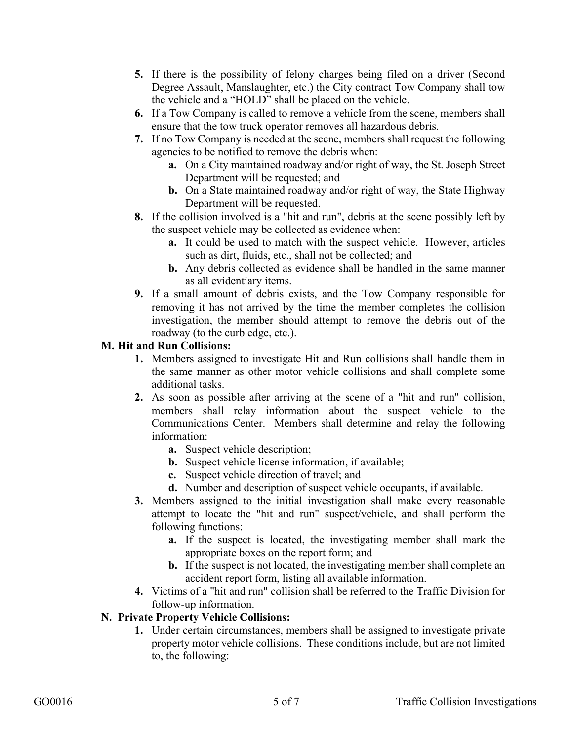5. **5.** If there is the possibility of felony charges being filed on a driver (Second Degree Assault, Manslaughter, etc.) the City contract Tow Company shall tow the vehicle and a "HOLD" shall be placed on the vehicle.
6. **6.** If a Tow Company is called to remove a vehicle from the scene, members shall ensure that the tow truck operator removes all hazardous debris.
7. **7.** If no Tow Company is needed at the scene, members shall request the following agencies to be notified to remove the debris when:
   - **a.** On a City maintained roadway and/or right of way, the St. Joseph Street Department will be requested; and
   - **b.** On a State maintained roadway and/or right of way, the State Highway Department will be requested.
8. **8.** If the collision involved is a "hit and run", debris at the scene possibly left by the suspect vehicle may be collected as evidence when:
   - **a.** It could be used to match with the suspect vehicle. However, articles such as dirt, fluids, etc., shall not be collected; and
   - **b.** Any debris collected as evidence shall be handled in the same manner as all evidentiary items.
9. **9.** If a small amount of debris exists, and the Tow Company responsible for removing it has not arrived by the time the member completes the collision investigation, the member should attempt to remove the debris out of the roadway (to the curb edge, etc.).

**M. Hit and Run Collisions:**

1. **1.** Members assigned to investigate Hit and Run collisions shall handle them in the same manner as other motor vehicle collisions and shall complete some additional tasks.
2. **2.** As soon as possible after arriving at the scene of a "hit and run" collision, members shall relay information about the suspect vehicle to the Communications Center. Members shall determine and relay the following information:
   - **a.** Suspect vehicle description;
   - **b.** Suspect vehicle license information, if available;
   - **c.** Suspect vehicle direction of travel; and
   - **d.** Number and description of suspect vehicle occupants, if available.
3. **3.** Members assigned to the initial investigation shall make every reasonable attempt to locate the "hit and run" suspect/vehicle, and shall perform the following functions:
   - **a.** If the suspect is located, the investigating member shall mark the appropriate boxes on the report form; and
   - **b.** If the suspect is not located, the investigating member shall complete an accident report form, listing all available information.
4. **4.** Victims of a "hit and run" collision shall be referred to the Traffic Division for follow-up information.

**N. Private Property Vehicle Collisions:**

1. **1.** Under certain circumstances, members shall be assigned to investigate private property motor vehicle collisions. These conditions include, but are not limited to, the following: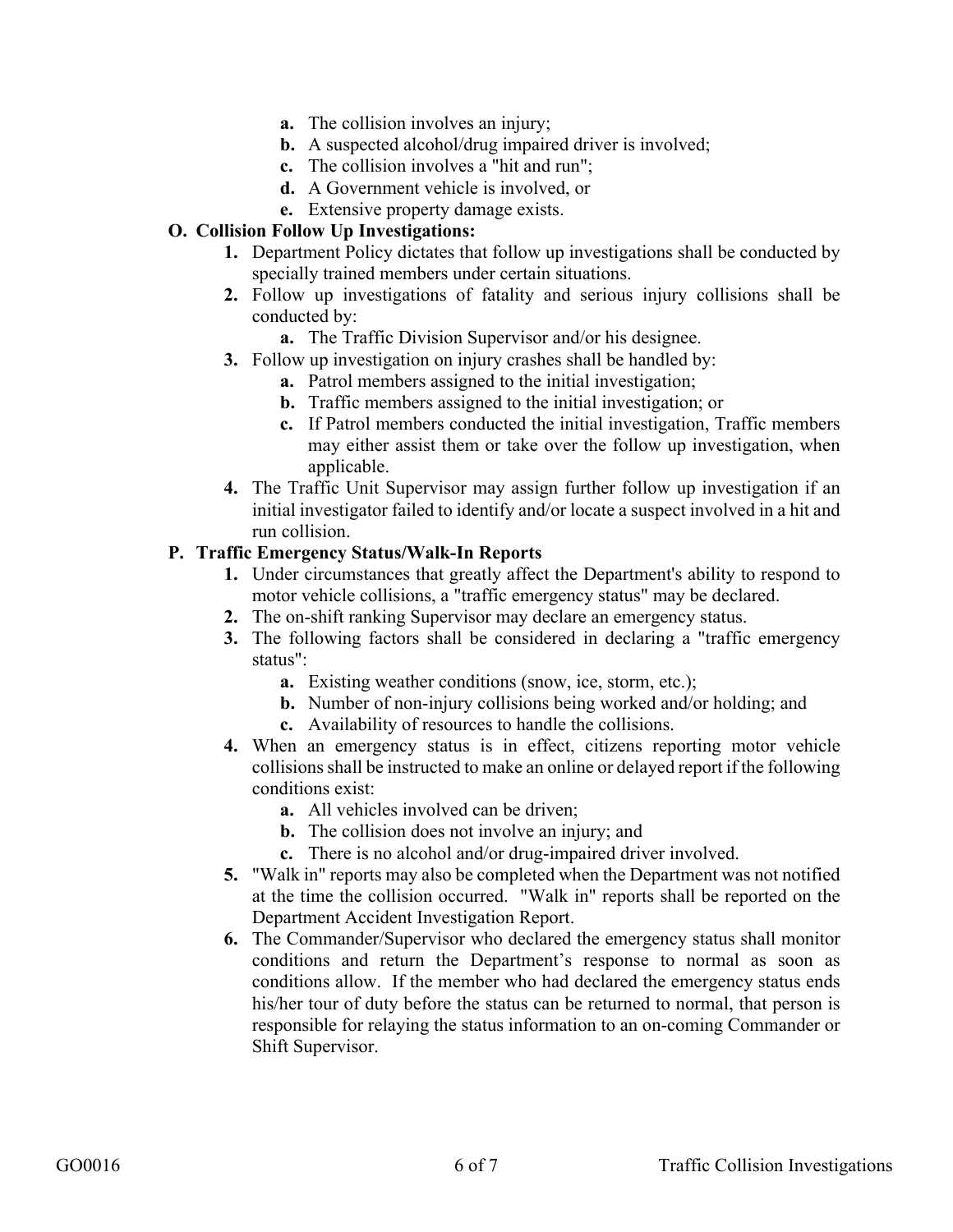- **a.** The collision involves an injury;
- **b.** A suspected alcohol/drug impaired driver is involved;
- **c.** The collision involves a "hit and run";
- **d.** A Government vehicle is involved, or
- **e.** Extensive property damage exists.

**O. Collision Follow Up Investigations:**

1. Department Policy dictates that follow up investigations shall be conducted by specially trained members under certain situations.
2. Follow up investigations of fatality and serious injury collisions shall be conducted by:
   - **a.** The Traffic Division Supervisor and/or his designee.
3. Follow up investigation on injury crashes shall be handled by:
   - **a.** Patrol members assigned to the initial investigation;
   - **b.** Traffic members assigned to the initial investigation; or
   - **c.** If Patrol members conducted the initial investigation, Traffic members may either assist them or take over the follow up investigation, when applicable.
4. The Traffic Unit Supervisor may assign further follow up investigation if an initial investigator failed to identify and/or locate a suspect involved in a hit and run collision.

**P. Traffic Emergency Status/Walk-In Reports**

1. Under circumstances that greatly affect the Department's ability to respond to motor vehicle collisions, a "traffic emergency status" may be declared.
2. The on-shift ranking Supervisor may declare an emergency status.
3. The following factors shall be considered in declaring a "traffic emergency status":
   - **a.** Existing weather conditions (snow, ice, storm, etc.);
   - **b.** Number of non-injury collisions being worked and/or holding; and
   - **c.** Availability of resources to handle the collisions.
4. When an emergency status is in effect, citizens reporting motor vehicle collisions shall be instructed to make an online or delayed report if the following conditions exist:
   - **a.** All vehicles involved can be driven;
   - **b.** The collision does not involve an injury; and
   - **c.** There is no alcohol and/or drug-impaired driver involved.
5. "Walk in" reports may also be completed when the Department was not notified at the time the collision occurred. "Walk in" reports shall be reported on the Department Accident Investigation Report.
6. The Commander/Supervisor who declared the emergency status shall monitor conditions and return the Department's response to normal as soon as conditions allow. If the member who had declared the emergency status ends his/her tour of duty before the status can be returned to normal, that person is responsible for relaying the status information to an on-coming Commander or Shift Supervisor.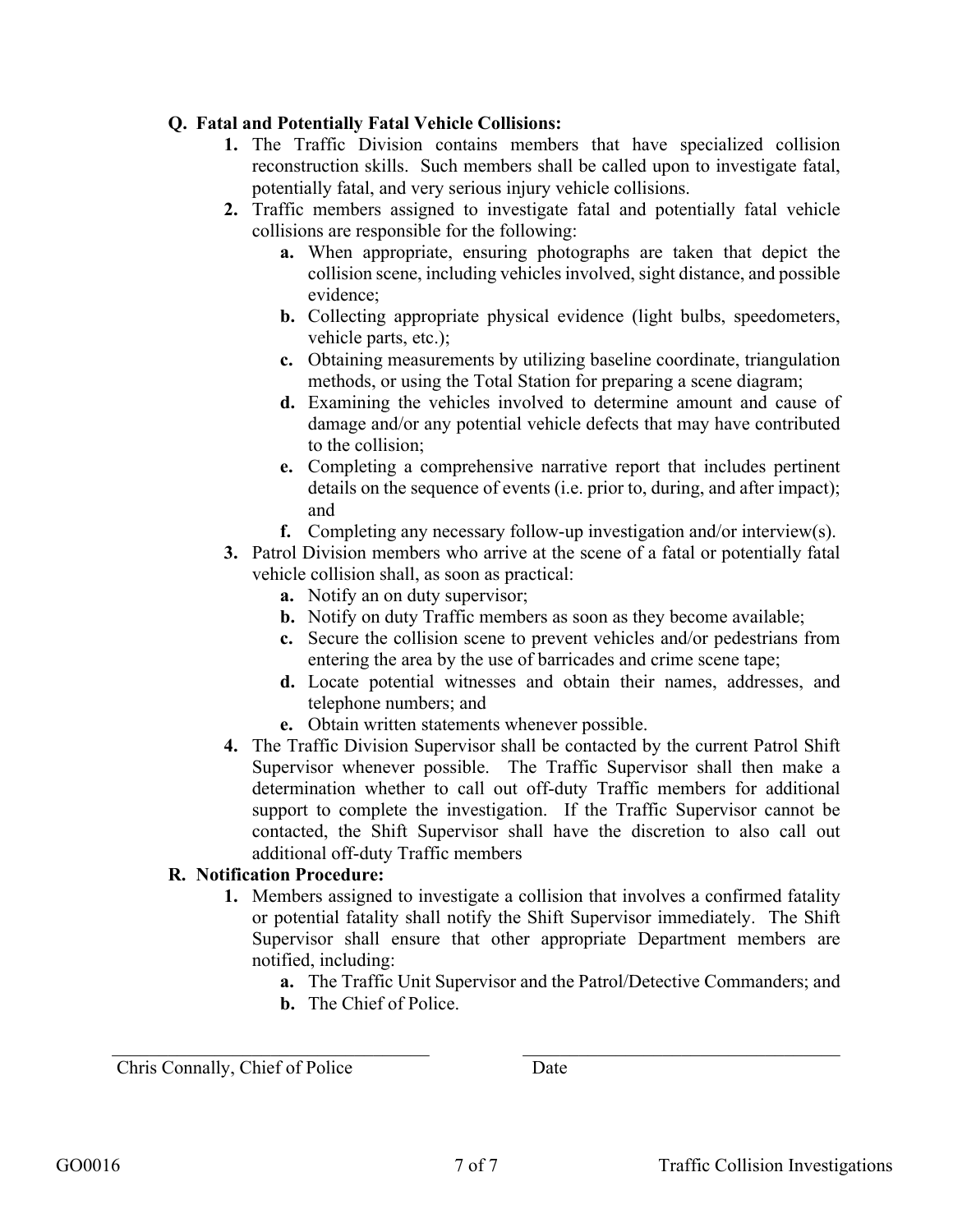**Q. Fatal and Potentially Fatal Vehicle Collisions:**

1. The Traffic Division contains members that have specialized collision reconstruction skills. Such members shall be called upon to investigate fatal, potentially fatal, and very serious injury vehicle collisions.
2. Traffic members assigned to investigate fatal and potentially fatal vehicle collisions are responsible for the following:
   a. When appropriate, ensuring photographs are taken that depict the collision scene, including vehicles involved, sight distance, and possible evidence;
   b. Collecting appropriate physical evidence (light bulbs, speedometers, vehicle parts, etc.);
   c. Obtaining measurements by utilizing baseline coordinate, triangulation methods, or using the Total Station for preparing a scene diagram;
   d. Examining the vehicles involved to determine amount and cause of damage and/or any potential vehicle defects that may have contributed to the collision;
   e. Completing a comprehensive narrative report that includes pertinent details on the sequence of events (i.e. prior to, during, and after impact); and
   f. Completing any necessary follow-up investigation and/or interview(s).
3. Patrol Division members who arrive at the scene of a fatal or potentially fatal vehicle collision shall, as soon as practical:
   a. Notify an on duty supervisor;
   b. Notify on duty Traffic members as soon as they become available;
   c. Secure the collision scene to prevent vehicles and/or pedestrians from entering the area by the use of barricades and crime scene tape;
   d. Locate potential witnesses and obtain their names, addresses, and telephone numbers; and
   e. Obtain written statements whenever possible.
4. The Traffic Division Supervisor shall be contacted by the current Patrol Shift Supervisor whenever possible. The Traffic Supervisor shall then make a determination whether to call out off-duty Traffic members for additional support to complete the investigation. If the Traffic Supervisor cannot be contacted, the Shift Supervisor shall have the discretion to also call out additional off-duty Traffic members

**R. Notification Procedure:**

1. Members assigned to investigate a collision that involves a confirmed fatality or potential fatality shall notify the Shift Supervisor immediately. The Shift Supervisor shall ensure that other appropriate Department members are notified, including:
   a. The Traffic Unit Supervisor and the Patrol/Detective Commanders; and
   b. The Chief of Police.

\_\_\_\_\_\_\_\_\_\_\_\_\_\_\_\_\_\_\_\_\_\_\_\_\_\_\_\_\_\_\_\_\_\_\_\_ \_\_\_\_\_\_\_\_\_\_\_\_\_\_\_\_\_\_\_\_\_\_\_\_\_\_\_\_\_\_\_\_\_\_\_\_

Chris Connally, Chief of Police Date